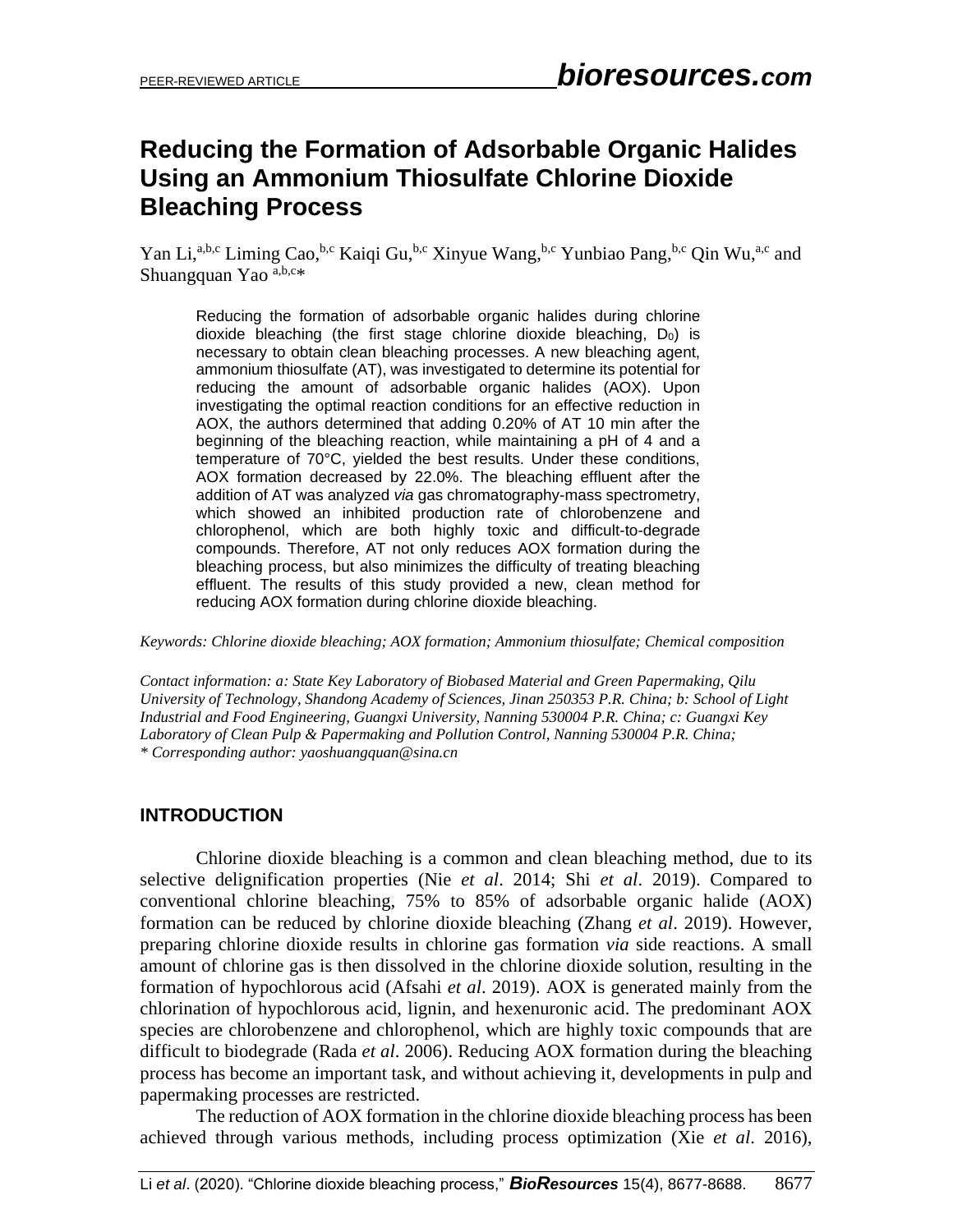# Reducing the Formation of Adsorbable Organic Halides Using an Ammonium Thiosulfate Chlorine Dioxide Bleaching Process

Yan Li,[a,b,c] Liming Cao,[b,c] Kaiqi Gu,[b,c] Xinyue Wang,[b,c] Yunbiao Pang,[b,c] Qin Wu,[a,c] and Shuangquan Yao [a,b,c]*

> Reducing the formation of adsorbable organic halides during chlorine dioxide bleaching (the first stage chlorine dioxide bleaching, $D_0$) is necessary to obtain clean bleaching processes. A new bleaching agent, ammonium thiosulfate (AT), was investigated to determine its potential for reducing the amount of adsorbable organic halides (AOX). Upon investigating the optimal reaction conditions for an effective reduction in AOX, the authors determined that adding 0.20% of AT 10 min after the beginning of the bleaching reaction, while maintaining a pH of 4 and a temperature of 70°C, yielded the best results. Under these conditions, AOX formation decreased by 22.0%. The bleaching effluent after the addition of AT was analyzed *via* gas chromatography-mass spectrometry, which showed an inhibited production rate of chlorobenzene and chlorophenol, which are both highly toxic and difficult-to-degrade compounds. Therefore, AT not only reduces AOX formation during the bleaching process, but also minimizes the difficulty of treating bleaching effluent. The results of this study provided a new, clean method for reducing AOX formation during chlorine dioxide bleaching.

*Keywords: Chlorine dioxide bleaching; AOX formation; Ammonium thiosulfate; Chemical composition*

*Contact information: a: State Key Laboratory of Biobased Material and Green Papermaking, Qilu University of Technology, Shandong Academy of Sciences, Jinan 250353 P.R. China; b: School of Light Industrial and Food Engineering, Guangxi University, Nanning 530004 P.R. China; c: Guangxi Key Laboratory of Clean Pulp & Papermaking and Pollution Control, Nanning 530004 P.R. China;*
*\* Corresponding author: yaoshuangquan@sina.cn*

## INTRODUCTION

Chlorine dioxide bleaching is a common and clean bleaching method, due to its selective delignification properties (Nie *et al*. 2014; Shi *et al*. 2019). Compared to conventional chlorine bleaching, 75% to 85% of adsorbable organic halide (AOX) formation can be reduced by chlorine dioxide bleaching (Zhang *et al*. 2019). However, preparing chlorine dioxide results in chlorine gas formation *via* side reactions. A small amount of chlorine gas is then dissolved in the chlorine dioxide solution, resulting in the formation of hypochlorous acid (Afsahi *et al*. 2019). AOX is generated mainly from the chlorination of hypochlorous acid, lignin, and hexenuronic acid. The predominant AOX species are chlorobenzene and chlorophenol, which are highly toxic compounds that are difficult to biodegrade (Rada *et al*. 2006). Reducing AOX formation during the bleaching process has become an important task, and without achieving it, developments in pulp and papermaking processes are restricted.

The reduction of AOX formation in the chlorine dioxide bleaching process has been achieved through various methods, including process optimization (Xie *et al*. 2016),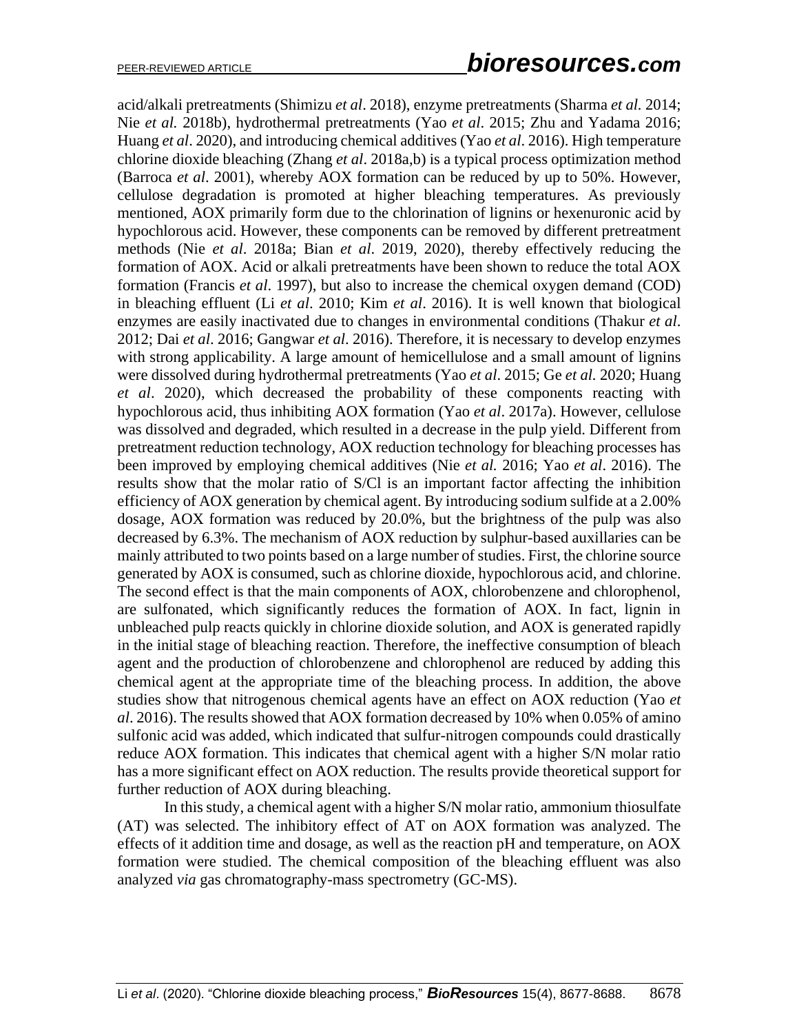acid/alkali pretreatments (Shimizu *et al*. 2018), enzyme pretreatments (Sharma *et al.* 2014; Nie *et al.* 2018b), hydrothermal pretreatments (Yao *et al*. 2015; Zhu and Yadama 2016; Huang *et al*. 2020), and introducing chemical additives (Yao *et al*. 2016). High temperature chlorine dioxide bleaching (Zhang *et al*. 2018a,b) is a typical process optimization method (Barroca *et al*. 2001), whereby AOX formation can be reduced by up to 50%. However, cellulose degradation is promoted at higher bleaching temperatures. As previously mentioned, AOX primarily form due to the chlorination of lignins or hexenuronic acid by hypochlorous acid. However, these components can be removed by different pretreatment methods (Nie *et al*. 2018a; Bian *et al*. 2019, 2020), thereby effectively reducing the formation of AOX. Acid or alkali pretreatments have been shown to reduce the total AOX formation (Francis *et al*. 1997), but also to increase the chemical oxygen demand (COD) in bleaching effluent (Li *et al*. 2010; Kim *et al*. 2016). It is well known that biological enzymes are easily inactivated due to changes in environmental conditions (Thakur *et al*. 2012; Dai *et al*. 2016; Gangwar *et al*. 2016). Therefore, it is necessary to develop enzymes with strong applicability. A large amount of hemicellulose and a small amount of lignins were dissolved during hydrothermal pretreatments (Yao *et al*. 2015; Ge *et al.* 2020; Huang *et al*. 2020), which decreased the probability of these components reacting with hypochlorous acid, thus inhibiting AOX formation (Yao *et al*. 2017a). However, cellulose was dissolved and degraded, which resulted in a decrease in the pulp yield. Different from pretreatment reduction technology, AOX reduction technology for bleaching processes has been improved by employing chemical additives (Nie *et al.* 2016; Yao *et al*. 2016). The results show that the molar ratio of S/Cl is an important factor affecting the inhibition efficiency of AOX generation by chemical agent. By introducing sodium sulfide at a 2.00% dosage, AOX formation was reduced by 20.0%, but the brightness of the pulp was also decreased by 6.3%. The mechanism of AOX reduction by sulphur-based auxillaries can be mainly attributed to two points based on a large number of studies. First, the chlorine source generated by AOX is consumed, such as chlorine dioxide, hypochlorous acid, and chlorine. The second effect is that the main components of AOX, chlorobenzene and chlorophenol, are sulfonated, which significantly reduces the formation of AOX. In fact, lignin in unbleached pulp reacts quickly in chlorine dioxide solution, and AOX is generated rapidly in the initial stage of bleaching reaction. Therefore, the ineffective consumption of bleach agent and the production of chlorobenzene and chlorophenol are reduced by adding this chemical agent at the appropriate time of the bleaching process. In addition, the above studies show that nitrogenous chemical agents have an effect on AOX reduction (Yao *et al*. 2016). The results showed that AOX formation decreased by 10% when 0.05% of amino sulfonic acid was added, which indicated that sulfur-nitrogen compounds could drastically reduce AOX formation. This indicates that chemical agent with a higher S/N molar ratio has a more significant effect on AOX reduction. The results provide theoretical support for further reduction of AOX during bleaching.

In this study, a chemical agent with a higher S/N molar ratio, ammonium thiosulfate (AT) was selected. The inhibitory effect of AT on AOX formation was analyzed. The effects of it addition time and dosage, as well as the reaction pH and temperature, on AOX formation were studied. The chemical composition of the bleaching effluent was also analyzed *via* gas chromatography-mass spectrometry (GC-MS).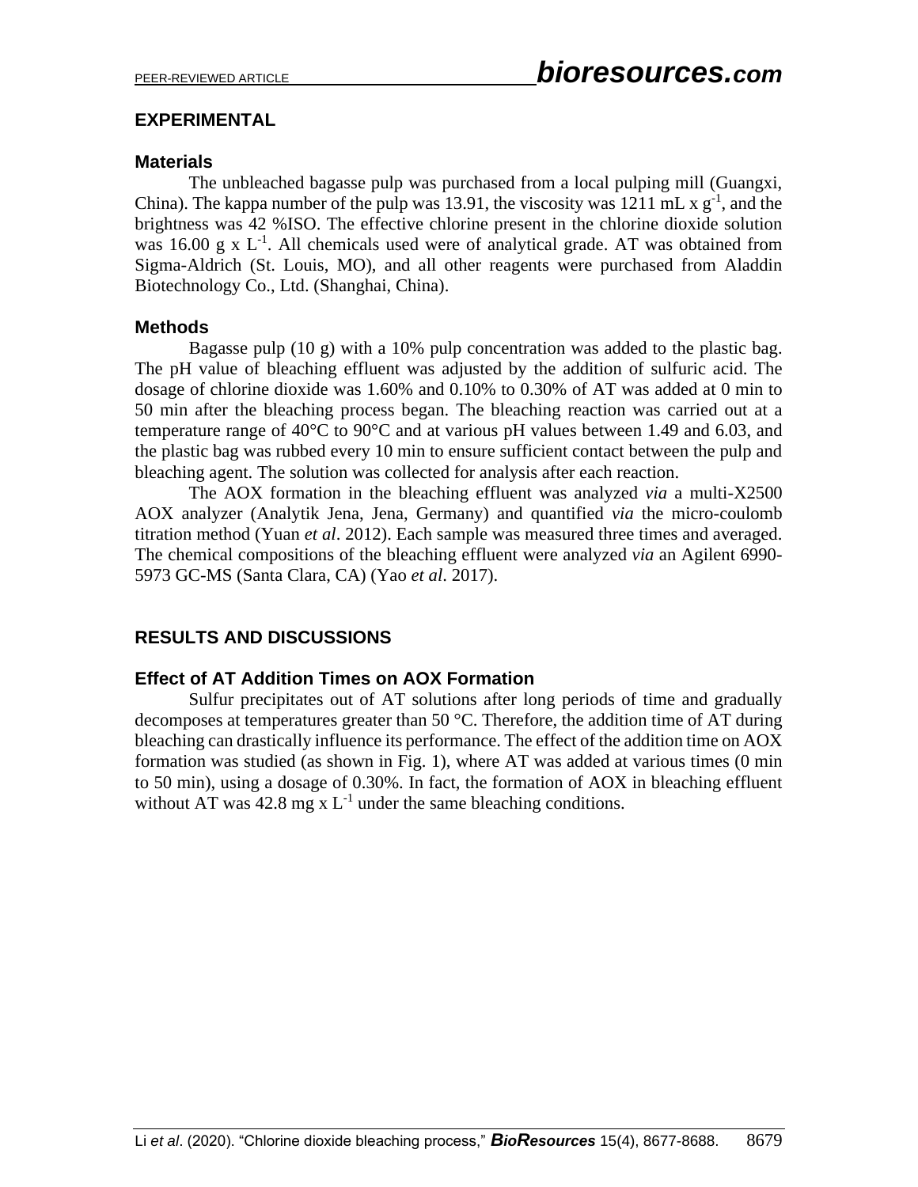## EXPERIMENTAL

### Materials

The unbleached bagasse pulp was purchased from a local pulping mill (Guangxi, China). The kappa number of the pulp was 13.91, the viscosity was 1211 mL x $g^{-1}$, and the brightness was 42 %ISO. The effective chlorine present in the chlorine dioxide solution was 16.00 g x $L^{-1}$. All chemicals used were of analytical grade. AT was obtained from Sigma-Aldrich (St. Louis, MO), and all other reagents were purchased from Aladdin Biotechnology Co., Ltd. (Shanghai, China).

### Methods

Bagasse pulp (10 g) with a 10% pulp concentration was added to the plastic bag. The pH value of bleaching effluent was adjusted by the addition of sulfuric acid. The dosage of chlorine dioxide was 1.60% and 0.10% to 0.30% of AT was added at 0 min to 50 min after the bleaching process began. The bleaching reaction was carried out at a temperature range of 40°C to 90°C and at various pH values between 1.49 and 6.03, and the plastic bag was rubbed every 10 min to ensure sufficient contact between the pulp and bleaching agent. The solution was collected for analysis after each reaction.

The AOX formation in the bleaching effluent was analyzed *via* a multi-X2500 AOX analyzer (Analytik Jena, Jena, Germany) and quantified *via* the micro-coulomb titration method (Yuan *et al*. 2012). Each sample was measured three times and averaged. The chemical compositions of the bleaching effluent were analyzed *via* an Agilent 6990-5973 GC-MS (Santa Clara, CA) (Yao *et al*. 2017).

## RESULTS AND DISCUSSIONS

### Effect of AT Addition Times on AOX Formation

Sulfur precipitates out of AT solutions after long periods of time and gradually decomposes at temperatures greater than 50 °C. Therefore, the addition time of AT during bleaching can drastically influence its performance. The effect of the addition time on AOX formation was studied (as shown in Fig. 1), where AT was added at various times (0 min to 50 min), using a dosage of 0.30%. In fact, the formation of AOX in bleaching effluent without AT was 42.8 mg x $L^{-1}$ under the same bleaching conditions.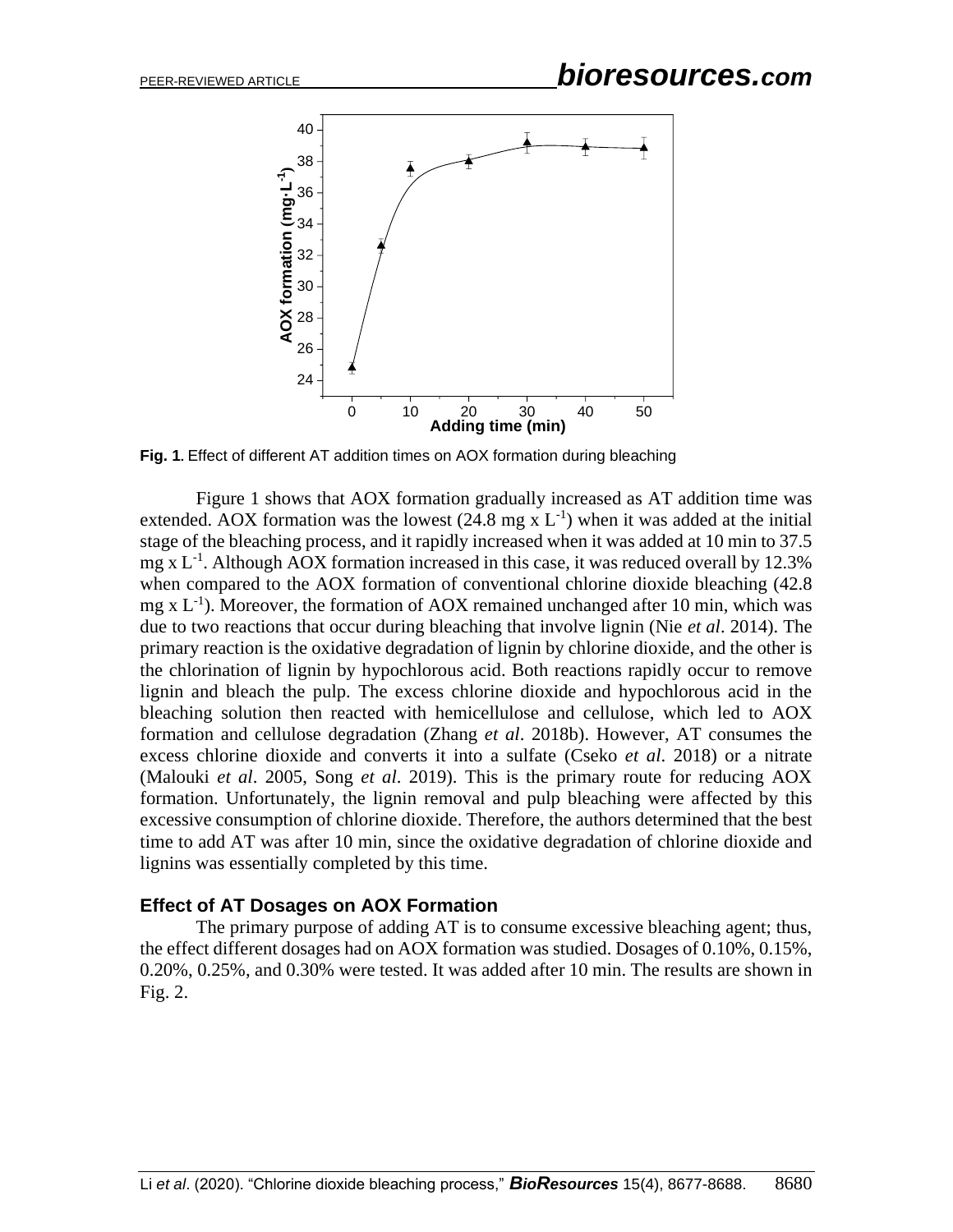**Fig. 1.** Effect of different AT addition times on AOX formation during bleaching

Figure 1 shows that AOX formation gradually increased as AT addition time was extended. AOX formation was the lowest (24.8 mg x $L^{-1}$) when it was added at the initial stage of the bleaching process, and it rapidly increased when it was added at 10 min to 37.5 mg x $L^{-1}$. Although AOX formation increased in this case, it was reduced overall by 12.3% when compared to the AOX formation of conventional chlorine dioxide bleaching (42.8 mg x $L^{-1}$). Moreover, the formation of AOX remained unchanged after 10 min, which was due to two reactions that occur during bleaching that involve lignin (Nie *et al*. 2014). The primary reaction is the oxidative degradation of lignin by chlorine dioxide, and the other is the chlorination of lignin by hypochlorous acid. Both reactions rapidly occur to remove lignin and bleach the pulp. The excess chlorine dioxide and hypochlorous acid in the bleaching solution then reacted with hemicellulose and cellulose, which led to AOX formation and cellulose degradation (Zhang *et al*. 2018b). However, AT consumes the excess chlorine dioxide and converts it into a sulfate (Cseko *et al*. 2018) or a nitrate (Malouki *et al*. 2005, Song *et al*. 2019). This is the primary route for reducing AOX formation. Unfortunately, the lignin removal and pulp bleaching were affected by this excessive consumption of chlorine dioxide. Therefore, the authors determined that the best time to add AT was after 10 min, since the oxidative degradation of chlorine dioxide and lignins was essentially completed by this time.

### Effect of AT Dosages on AOX Formation

The primary purpose of adding AT is to consume excessive bleaching agent; thus, the effect different dosages had on AOX formation was studied. Dosages of 0.10%, 0.15%, 0.20%, 0.25%, and 0.30% were tested. It was added after 10 min. The results are shown in Fig. 2.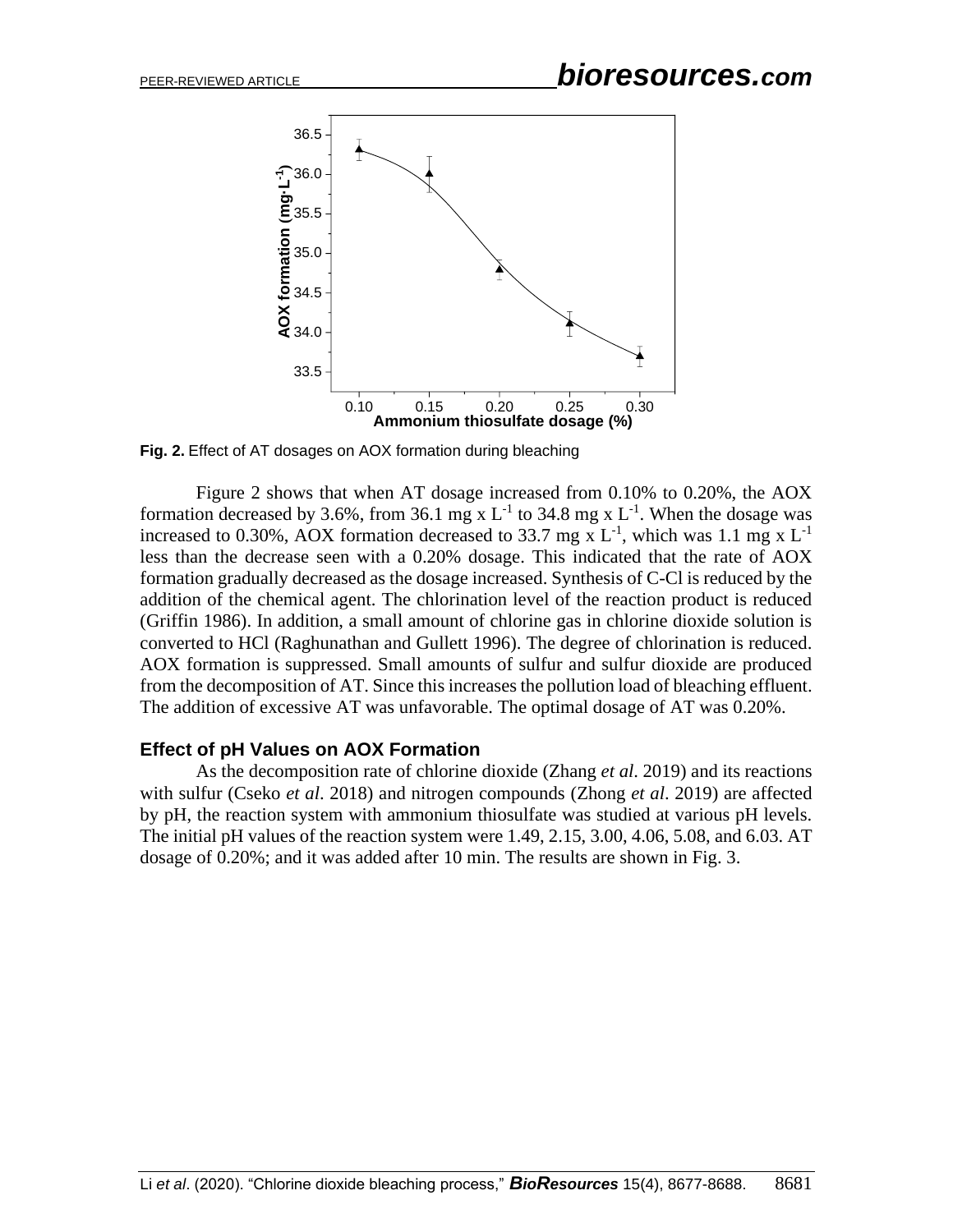Fig. 2. Effect of AT dosages on AOX formation during bleaching

Figure 2 shows that when AT dosage increased from 0.10% to 0.20%, the AOX formation decreased by 3.6%, from 36.1 mg x $L^{-1}$ to 34.8 mg x $L^{-1}$. When the dosage was increased to 0.30%, AOX formation decreased to 33.7 mg x $L^{-1}$, which was 1.1 mg x $L^{-1}$ less than the decrease seen with a 0.20% dosage. This indicated that the rate of AOX formation gradually decreased as the dosage increased. Synthesis of C-Cl is reduced by the addition of the chemical agent. The chlorination level of the reaction product is reduced (Griffin 1986). In addition, a small amount of chlorine gas in chlorine dioxide solution is converted to HCl (Raghunathan and Gullett 1996). The degree of chlorination is reduced. AOX formation is suppressed. Small amounts of sulfur and sulfur dioxide are produced from the decomposition of AT. Since this increases the pollution load of bleaching effluent. The addition of excessive AT was unfavorable. The optimal dosage of AT was 0.20%.

### Effect of pH Values on AOX Formation

As the decomposition rate of chlorine dioxide (Zhang *et al*. 2019) and its reactions with sulfur (Cseko *et al*. 2018) and nitrogen compounds (Zhong *et al*. 2019) are affected by pH, the reaction system with ammonium thiosulfate was studied at various pH levels. The initial pH values of the reaction system were 1.49, 2.15, 3.00, 4.06, 5.08, and 6.03. AT dosage of 0.20%; and it was added after 10 min. The results are shown in Fig. 3.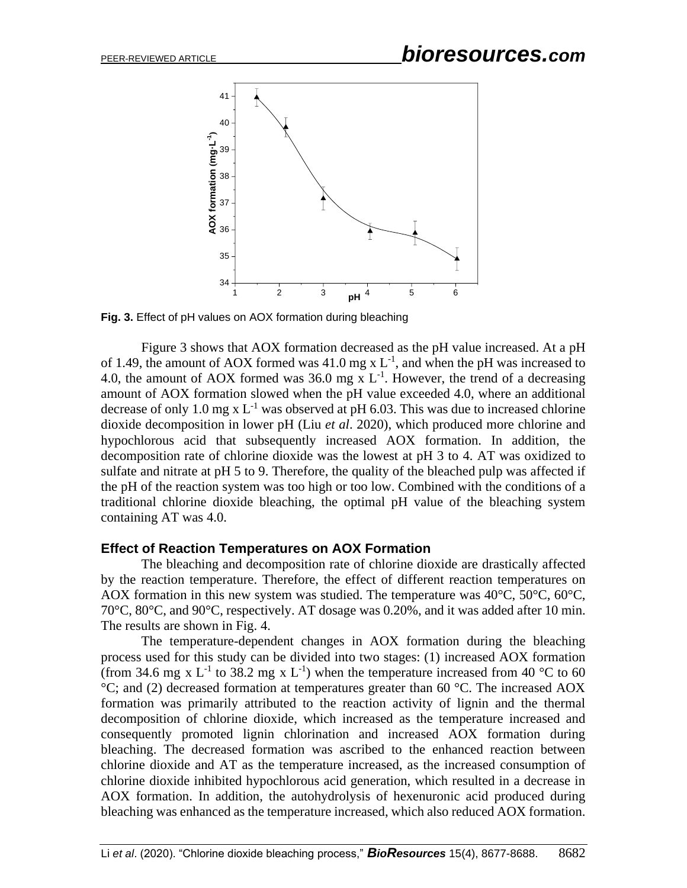**Fig. 3.** Effect of pH values on AOX formation during bleaching

Figure 3 shows that AOX formation decreased as the pH value increased. At a pH of 1.49, the amount of AOX formed was 41.0 mg x $L^{-1}$, and when the pH was increased to 4.0, the amount of AOX formed was 36.0 mg x $L^{-1}$. However, the trend of a decreasing amount of AOX formation slowed when the pH value exceeded 4.0, where an additional decrease of only 1.0 mg x $L^{-1}$ was observed at pH 6.03. This was due to increased chlorine dioxide decomposition in lower pH (Liu *et al*. 2020), which produced more chlorine and hypochlorous acid that subsequently increased AOX formation. In addition, the decomposition rate of chlorine dioxide was the lowest at pH 3 to 4. AT was oxidized to sulfate and nitrate at pH 5 to 9. Therefore, the quality of the bleached pulp was affected if the pH of the reaction system was too high or too low. Combined with the conditions of a traditional chlorine dioxide bleaching, the optimal pH value of the bleaching system containing AT was 4.0.

### Effect of Reaction Temperatures on AOX Formation

The bleaching and decomposition rate of chlorine dioxide are drastically affected by the reaction temperature. Therefore, the effect of different reaction temperatures on AOX formation in this new system was studied. The temperature was 40°C, 50°C, 60°C, 70°C, 80°C, and 90°C, respectively. AT dosage was 0.20%, and it was added after 10 min. The results are shown in Fig. 4.

The temperature-dependent changes in AOX formation during the bleaching process used for this study can be divided into two stages: (1) increased AOX formation (from 34.6 mg x $L^{-1}$ to 38.2 mg x $L^{-1}$) when the temperature increased from 40 °C to 60 °C; and (2) decreased formation at temperatures greater than 60 °C. The increased AOX formation was primarily attributed to the reaction activity of lignin and the thermal decomposition of chlorine dioxide, which increased as the temperature increased and consequently promoted lignin chlorination and increased AOX formation during bleaching. The decreased formation was ascribed to the enhanced reaction between chlorine dioxide and AT as the temperature increased, as the increased consumption of chlorine dioxide inhibited hypochlorous acid generation, which resulted in a decrease in AOX formation. In addition, the autohydrolysis of hexenuronic acid produced during bleaching was enhanced as the temperature increased, which also reduced AOX formation.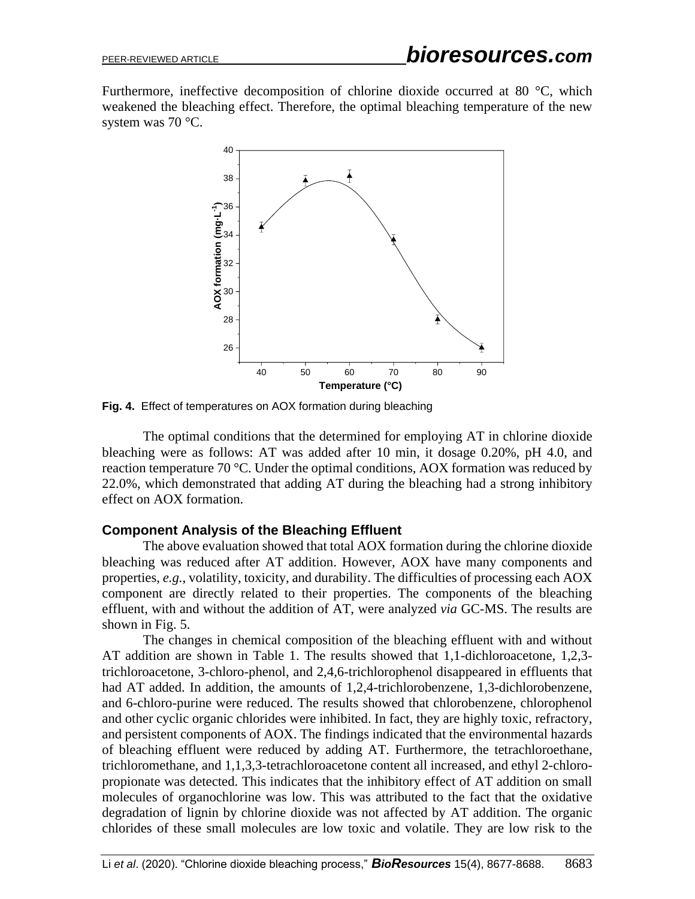Furthermore, ineffective decomposition of chlorine dioxide occurred at 80 °C, which weakened the bleaching effect. Therefore, the optimal bleaching temperature of the new system was 70 °C.

**Fig. 4.** Effect of temperatures on AOX formation during bleaching

The optimal conditions that the determined for employing AT in chlorine dioxide bleaching were as follows: AT was added after 10 min, it dosage 0.20%, pH 4.0, and reaction temperature 70 °C. Under the optimal conditions, AOX formation was reduced by 22.0%, which demonstrated that adding AT during the bleaching had a strong inhibitory effect on AOX formation.

### Component Analysis of the Bleaching Effluent

The above evaluation showed that total AOX formation during the chlorine dioxide bleaching was reduced after AT addition. However, AOX have many components and properties, *e.g.*, volatility, toxicity, and durability. The difficulties of processing each AOX component are directly related to their properties. The components of the bleaching effluent, with and without the addition of AT, were analyzed *via* GC-MS. The results are shown in Fig. 5.

The changes in chemical composition of the bleaching effluent with and without AT addition are shown in Table 1. The results showed that 1,1-dichloroacetone, 1,2,3-trichloroacetone, 3-chloro-phenol, and 2,4,6-trichlorophenol disappeared in effluents that had AT added. In addition, the amounts of 1,2,4-trichlorobenzene, 1,3-dichlorobenzene, and 6-chloro-purine were reduced. The results showed that chlorobenzene, chlorophenol and other cyclic organic chlorides were inhibited. In fact, they are highly toxic, refractory, and persistent components of AOX. The findings indicated that the environmental hazards of bleaching effluent were reduced by adding AT. Furthermore, the tetrachloroethane, trichloromethane, and 1,1,3,3-tetrachloroacetone content all increased, and ethyl 2-chloro-propionate was detected. This indicates that the inhibitory effect of AT addition on small molecules of organochlorine was low. This was attributed to the fact that the oxidative degradation of lignin by chlorine dioxide was not affected by AT addition. The organic chlorides of these small molecules are low toxic and volatile. They are low risk to the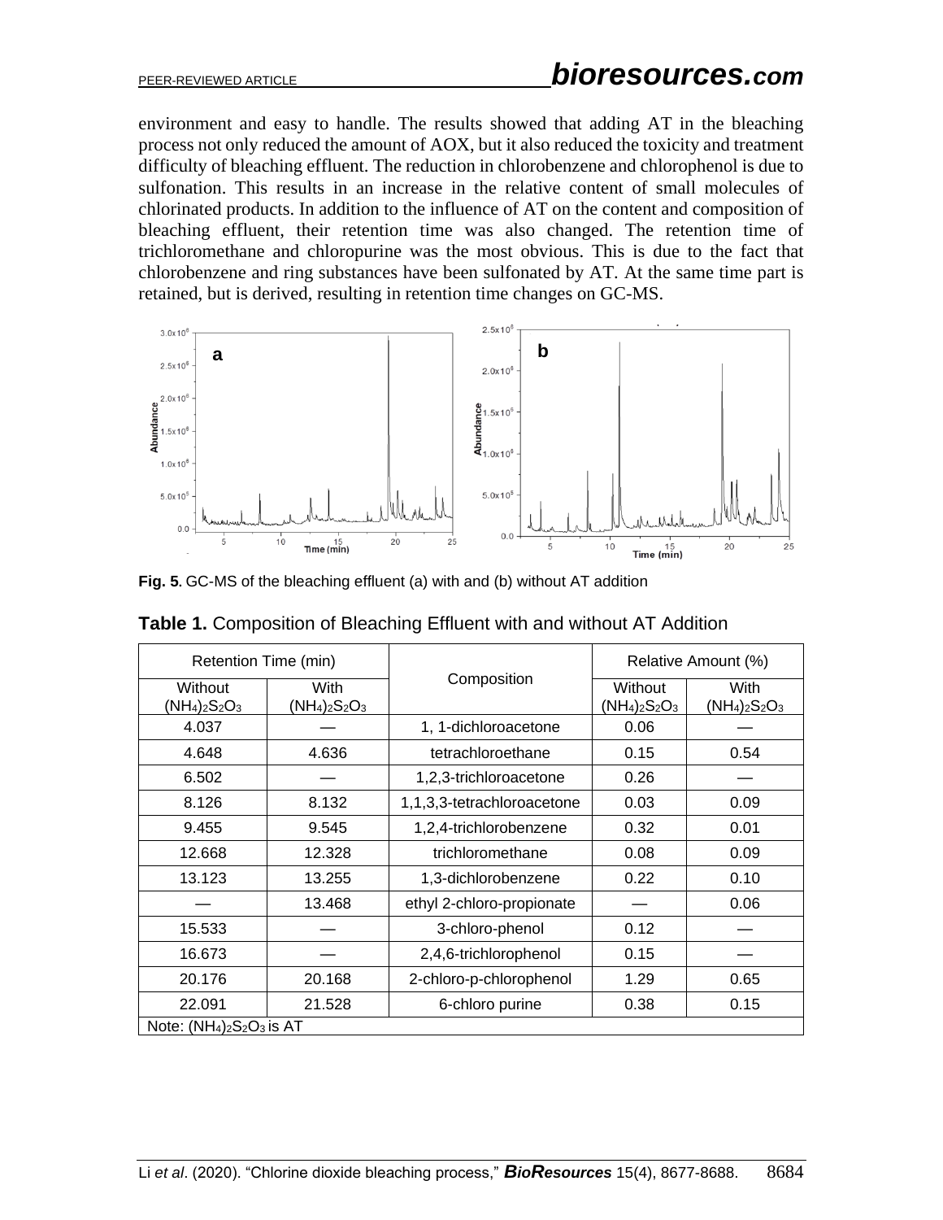environment and easy to handle. The results showed that adding AT in the bleaching process not only reduced the amount of AOX, but it also reduced the toxicity and treatment difficulty of bleaching effluent. The reduction in chlorobenzene and chlorophenol is due to sulfonation. This results in an increase in the relative content of small molecules of chlorinated products. In addition to the influence of AT on the content and composition of bleaching effluent, their retention time was also changed. The retention time of trichloromethane and chloropurine was the most obvious. This is due to the fact that chlorobenzene and ring substances have been sulfonated by AT. At the same time part is retained, but is derived, resulting in retention time changes on GC-MS.

**Fig. 5.** GC-MS of the bleaching effluent (a) with and (b) without AT addition

**Table 1.** Composition of Bleaching Effluent with and without AT Addition

| Retention Time (min) | | Composition | Relative Amount (%) | |
|---|---|---|---|---|
| Without $(NH_4)_2S_2O_3$ | With $(NH_4)_2S_2O_3$ | | Without $(NH_4)_2S_2O_3$ | With $(NH_4)_2S_2O_3$ |
| 4.037 | — | 1, 1-dichloroacetone | 0.06 | — |
| 4.648 | 4.636 | tetrachloroethane | 0.15 | 0.54 |
| 6.502 | — | 1,2,3-trichloroacetone | 0.26 | — |
| 8.126 | 8.132 | 1,1,3,3-tetrachloroacetone | 0.03 | 0.09 |
| 9.455 | 9.545 | 1,2,4-trichlorobenzene | 0.32 | 0.01 |
| 12.668 | 12.328 | trichloromethane | 0.08 | 0.09 |
| 13.123 | 13.255 | 1,3-dichlorobenzene | 0.22 | 0.10 |
| — | 13.468 | ethyl 2-chloro-propionate | — | 0.06 |
| 15.533 | — | 3-chloro-phenol | 0.12 | — |
| 16.673 | — | 2,4,6-trichlorophenol | 0.15 | — |
| 20.176 | 20.168 | 2-chloro-p-chlorophenol | 1.29 | 0.65 |
| 22.091 | 21.528 | 6-chloro purine | 0.38 | 0.15 |

Note: $(NH_4)_2S_2O_3$ is AT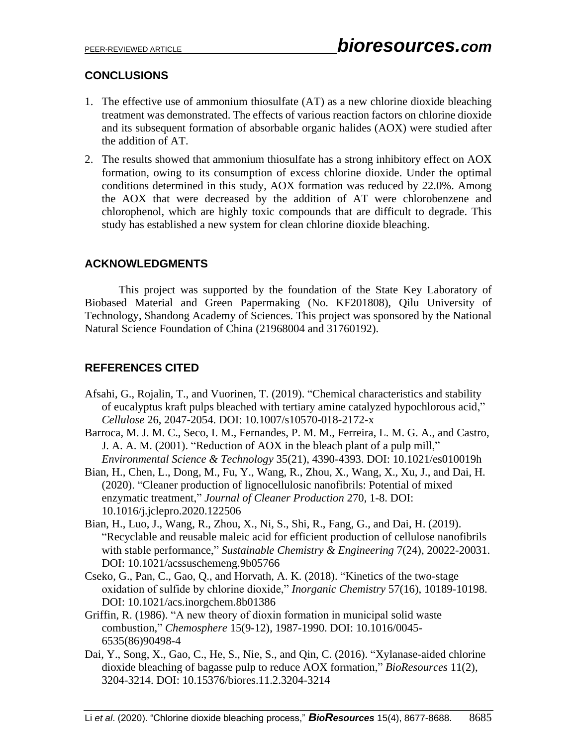## CONCLUSIONS

1. The effective use of ammonium thiosulfate (AT) as a new chlorine dioxide bleaching treatment was demonstrated. The effects of various reaction factors on chlorine dioxide and its subsequent formation of absorbable organic halides (AOX) were studied after the addition of AT.
2. The results showed that ammonium thiosulfate has a strong inhibitory effect on AOX formation, owing to its consumption of excess chlorine dioxide. Under the optimal conditions determined in this study, AOX formation was reduced by 22.0%. Among the AOX that were decreased by the addition of AT were chlorobenzene and chlorophenol, which are highly toxic compounds that are difficult to degrade. This study has established a new system for clean chlorine dioxide bleaching.

## ACKNOWLEDGMENTS

This project was supported by the foundation of the State Key Laboratory of Biobased Material and Green Papermaking (No. KF201808), Qilu University of Technology, Shandong Academy of Sciences. This project was sponsored by the National Natural Science Foundation of China (21968004 and 31760192).

## REFERENCES CITED

Afsahi, G., Rojalin, T., and Vuorinen, T. (2019). "Chemical characteristics and stability of eucalyptus kraft pulps bleached with tertiary amine catalyzed hypochlorous acid," *Cellulose* 26, 2047-2054. DOI: 10.1007/s10570-018-2172-x

Barroca, M. J. M. C., Seco, I. M., Fernandes, P. M. M., Ferreira, L. M. G. A., and Castro, J. A. A. M. (2001). "Reduction of AOX in the bleach plant of a pulp mill," *Environmental Science & Technology* 35(21), 4390-4393. DOI: 10.1021/es010019h

Bian, H., Chen, L., Dong, M., Fu, Y., Wang, R., Zhou, X., Wang, X., Xu, J., and Dai, H. (2020). "Cleaner production of lignocellulosic nanofibrils: Potential of mixed enzymatic treatment," *Journal of Cleaner Production* 270, 1-8. DOI: 10.1016/j.jclepro.2020.122506

Bian, H., Luo, J., Wang, R., Zhou, X., Ni, S., Shi, R., Fang, G., and Dai, H. (2019). "Recyclable and reusable maleic acid for efficient production of cellulose nanofibrils with stable performance," *Sustainable Chemistry & Engineering* 7(24), 20022-20031. DOI: 10.1021/acssuschemeng.9b05766

Cseko, G., Pan, C., Gao, Q., and Horvath, A. K. (2018). "Kinetics of the two-stage oxidation of sulfide by chlorine dioxide," *Inorganic Chemistry* 57(16), 10189-10198. DOI: 10.1021/acs.inorgchem.8b01386

Griffin, R. (1986). "A new theory of dioxin formation in municipal solid waste combustion," *Chemosphere* 15(9-12), 1987-1990. DOI: 10.1016/0045-6535(86)90498-4

Dai, Y., Song, X., Gao, C., He, S., Nie, S., and Qin, C. (2016). "Xylanase-aided chlorine dioxide bleaching of bagasse pulp to reduce AOX formation," *BioResources* 11(2), 3204-3214. DOI: 10.15376/biores.11.2.3204-3214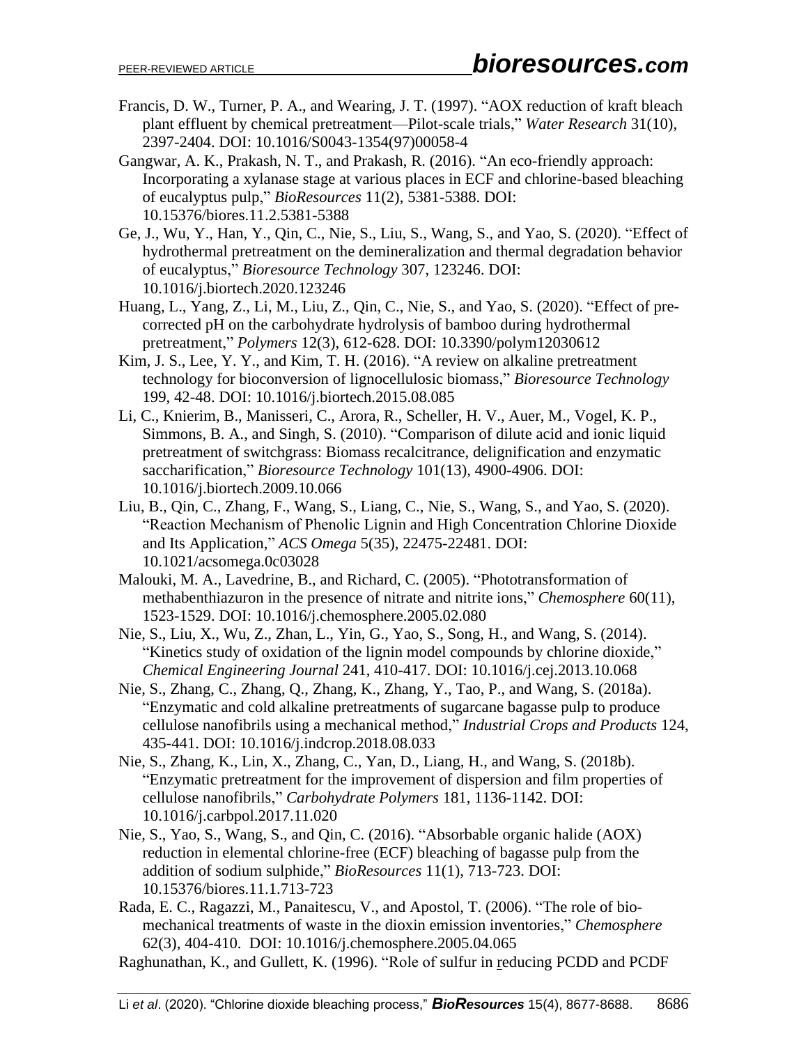Francis, D. W., Turner, P. A., and Wearing, J. T. (1997). "AOX reduction of kraft bleach plant effluent by chemical pretreatment—Pilot-scale trials," *Water Research* 31(10), 2397-2404. DOI: 10.1016/S0043-1354(97)00058-4

Gangwar, A. K., Prakash, N. T., and Prakash, R. (2016). "An eco-friendly approach: Incorporating a xylanase stage at various places in ECF and chlorine-based bleaching of eucalyptus pulp," *BioResources* 11(2), 5381-5388. DOI: 10.15376/biores.11.2.5381-5388

Ge, J., Wu, Y., Han, Y., Qin, C., Nie, S., Liu, S., Wang, S., and Yao, S. (2020). "Effect of hydrothermal pretreatment on the demineralization and thermal degradation behavior of eucalyptus," *Bioresource Technology* 307, 123246. DOI: 10.1016/j.biortech.2020.123246

Huang, L., Yang, Z., Li, M., Liu, Z., Qin, C., Nie, S., and Yao, S. (2020). "Effect of pre-corrected pH on the carbohydrate hydrolysis of bamboo during hydrothermal pretreatment," *Polymers* 12(3), 612-628. DOI: 10.3390/polym12030612

Kim, J. S., Lee, Y. Y., and Kim, T. H. (2016). "A review on alkaline pretreatment technology for bioconversion of lignocellulosic biomass," *Bioresource Technology* 199, 42-48. DOI: 10.1016/j.biortech.2015.08.085

Li, C., Knierim, B., Manisseri, C., Arora, R., Scheller, H. V., Auer, M., Vogel, K. P., Simmons, B. A., and Singh, S. (2010). "Comparison of dilute acid and ionic liquid pretreatment of switchgrass: Biomass recalcitrance, delignification and enzymatic saccharification," *Bioresource Technology* 101(13), 4900-4906. DOI: 10.1016/j.biortech.2009.10.066

Liu, B., Qin, C., Zhang, F., Wang, S., Liang, C., Nie, S., Wang, S., and Yao, S. (2020). "Reaction Mechanism of Phenolic Lignin and High Concentration Chlorine Dioxide and Its Application," *ACS Omega* 5(35), 22475-22481. DOI: 10.1021/acsomega.0c03028

Malouki, M. A., Lavedrine, B., and Richard, C. (2005). "Phototransformation of methabenthiazuron in the presence of nitrate and nitrite ions," *Chemosphere* 60(11), 1523-1529. DOI: 10.1016/j.chemosphere.2005.02.080

Nie, S., Liu, X., Wu, Z., Zhan, L., Yin, G., Yao, S., Song, H., and Wang, S. (2014). "Kinetics study of oxidation of the lignin model compounds by chlorine dioxide," *Chemical Engineering Journal* 241, 410-417. DOI: 10.1016/j.cej.2013.10.068

Nie, S., Zhang, C., Zhang, Q., Zhang, K., Zhang, Y., Tao, P., and Wang, S. (2018a). "Enzymatic and cold alkaline pretreatments of sugarcane bagasse pulp to produce cellulose nanofibrils using a mechanical method," *Industrial Crops and Products* 124, 435-441. DOI: 10.1016/j.indcrop.2018.08.033

Nie, S., Zhang, K., Lin, X., Zhang, C., Yan, D., Liang, H., and Wang, S. (2018b). "Enzymatic pretreatment for the improvement of dispersion and film properties of cellulose nanofibrils," *Carbohydrate Polymers* 181, 1136-1142. DOI: 10.1016/j.carbpol.2017.11.020

Nie, S., Yao, S., Wang, S., and Qin, C. (2016). "Absorbable organic halide (AOX) reduction in elemental chlorine-free (ECF) bleaching of bagasse pulp from the addition of sodium sulphide," *BioResources* 11(1), 713-723. DOI: 10.15376/biores.11.1.713-723

Rada, E. C., Ragazzi, M., Panaitescu, V., and Apostol, T. (2006). "The role of bio-mechanical treatments of waste in the dioxin emission inventories," *Chemosphere* 62(3), 404-410. DOI: 10.1016/j.chemosphere.2005.04.065

Raghunathan, K., and Gullett, K. (1996). "Role of sulfur in reducing PCDD and PCDF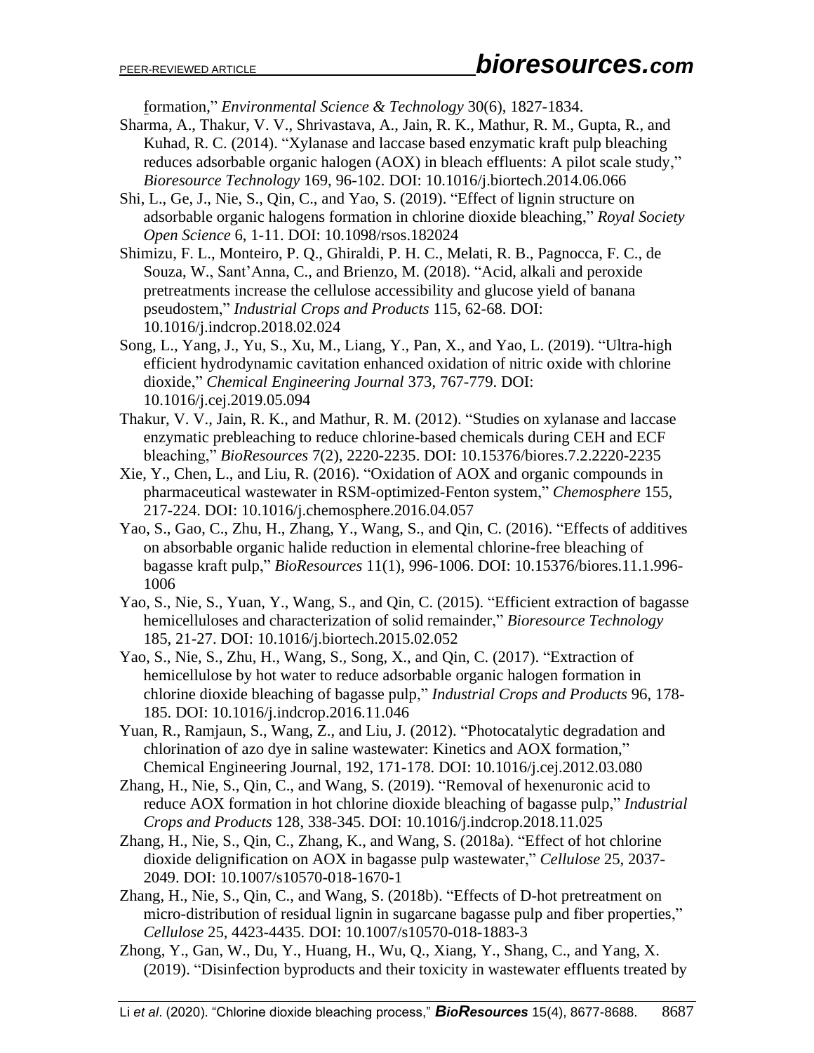formation," *Environmental Science & Technology* 30(6), 1827-1834.

Sharma, A., Thakur, V. V., Shrivastava, A., Jain, R. K., Mathur, R. M., Gupta, R., and Kuhad, R. C. (2014). "Xylanase and laccase based enzymatic kraft pulp bleaching reduces adsorbable organic halogen (AOX) in bleach effluents: A pilot scale study," *Bioresource Technology* 169, 96-102. DOI: 10.1016/j.biortech.2014.06.066

Shi, L., Ge, J., Nie, S., Qin, C., and Yao, S. (2019). "Effect of lignin structure on adsorbable organic halogens formation in chlorine dioxide bleaching," *Royal Society Open Science* 6, 1-11. DOI: 10.1098/rsos.182024

Shimizu, F. L., Monteiro, P. Q., Ghiraldi, P. H. C., Melati, R. B., Pagnocca, F. C., de Souza, W., Sant'Anna, C., and Brienzo, M. (2018). "Acid, alkali and peroxide pretreatments increase the cellulose accessibility and glucose yield of banana pseudostem," *Industrial Crops and Products* 115, 62-68. DOI: 10.1016/j.indcrop.2018.02.024

Song, L., Yang, J., Yu, S., Xu, M., Liang, Y., Pan, X., and Yao, L. (2019). "Ultra-high efficient hydrodynamic cavitation enhanced oxidation of nitric oxide with chlorine dioxide," *Chemical Engineering Journal* 373, 767-779. DOI: 10.1016/j.cej.2019.05.094

Thakur, V. V., Jain, R. K., and Mathur, R. M. (2012). "Studies on xylanase and laccase enzymatic prebleaching to reduce chlorine-based chemicals during CEH and ECF bleaching," *BioResources* 7(2), 2220-2235. DOI: 10.15376/biores.7.2.2220-2235

Xie, Y., Chen, L., and Liu, R. (2016). "Oxidation of AOX and organic compounds in pharmaceutical wastewater in RSM-optimized-Fenton system," *Chemosphere* 155, 217-224. DOI: 10.1016/j.chemosphere.2016.04.057

Yao, S., Gao, C., Zhu, H., Zhang, Y., Wang, S., and Qin, C. (2016). "Effects of additives on absorbable organic halide reduction in elemental chlorine-free bleaching of bagasse kraft pulp," *BioResources* 11(1), 996-1006. DOI: 10.15376/biores.11.1.996-1006

Yao, S., Nie, S., Yuan, Y., Wang, S., and Qin, C. (2015). "Efficient extraction of bagasse hemicelluloses and characterization of solid remainder," *Bioresource Technology* 185, 21-27. DOI: 10.1016/j.biortech.2015.02.052

Yao, S., Nie, S., Zhu, H., Wang, S., Song, X., and Qin, C. (2017). "Extraction of hemicellulose by hot water to reduce adsorbable organic halogen formation in chlorine dioxide bleaching of bagasse pulp," *Industrial Crops and Products* 96, 178-185. DOI: 10.1016/j.indcrop.2016.11.046

Yuan, R., Ramjaun, S., Wang, Z., and Liu, J. (2012). "Photocatalytic degradation and chlorination of azo dye in saline wastewater: Kinetics and AOX formation," Chemical Engineering Journal, 192, 171-178. DOI: 10.1016/j.cej.2012.03.080

Zhang, H., Nie, S., Qin, C., and Wang, S. (2019). "Removal of hexenuronic acid to reduce AOX formation in hot chlorine dioxide bleaching of bagasse pulp," *Industrial Crops and Products* 128, 338-345. DOI: 10.1016/j.indcrop.2018.11.025

Zhang, H., Nie, S., Qin, C., Zhang, K., and Wang, S. (2018a). "Effect of hot chlorine dioxide delignification on AOX in bagasse pulp wastewater," *Cellulose* 25, 2037-2049. DOI: 10.1007/s10570-018-1670-1

Zhang, H., Nie, S., Qin, C., and Wang, S. (2018b). "Effects of D-hot pretreatment on micro-distribution of residual lignin in sugarcane bagasse pulp and fiber properties," *Cellulose* 25, 4423-4435. DOI: 10.1007/s10570-018-1883-3

Zhong, Y., Gan, W., Du, Y., Huang, H., Wu, Q., Xiang, Y., Shang, C., and Yang, X. (2019). "Disinfection byproducts and their toxicity in wastewater effluents treated by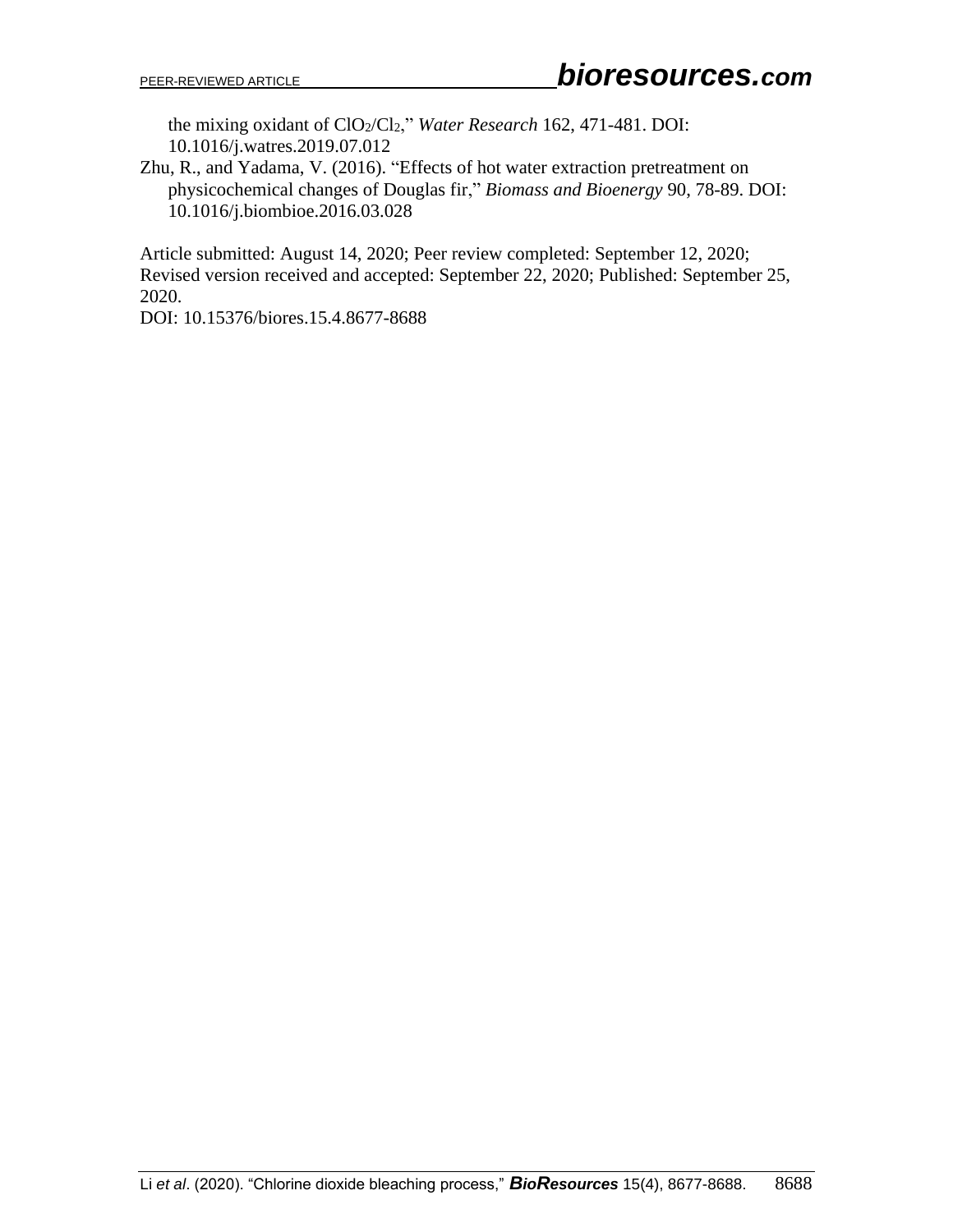the mixing oxidant of $ClO_2/Cl_2$," *Water Research* 162, 471-481. DOI: 10.1016/j.watres.2019.07.012

Zhu, R., and Yadama, V. (2016). "Effects of hot water extraction pretreatment on physicochemical changes of Douglas fir," *Biomass and Bioenergy* 90, 78-89. DOI: 10.1016/j.biombioe.2016.03.028

Article submitted: August 14, 2020; Peer review completed: September 12, 2020; Revised version received and accepted: September 22, 2020; Published: September 25, 2020.

DOI: 10.15376/biores.15.4.8677-8688